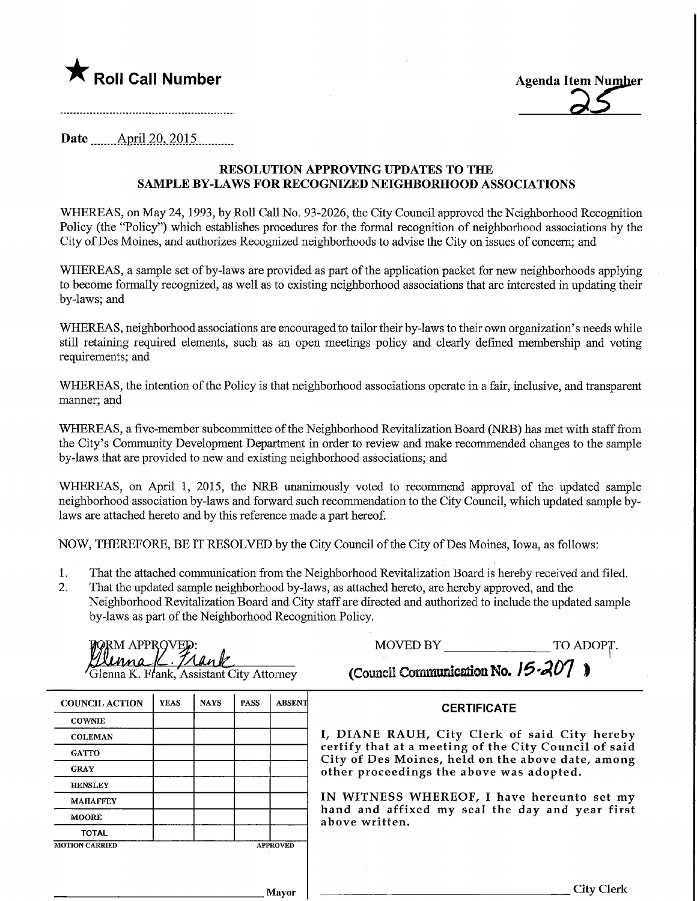★ **Roll Call Number**

..............................................................

Agenda Item Number
25

Date April 20, 2015

## RESOLUTION APPROVING UPDATES TO THE SAMPLE BY-LAWS FOR RECOGNIZED NEIGHBORHOOD ASSOCIATIONS

WHEREAS, on May 24, 1993, by Roll Call No. 93-2026, the City Council approved the Neighborhood Recognition Policy (the "Policy") which establishes procedures for the formal recognition of neighborhood associations by the City of Des Moines, and authorizes Recognized neighborhoods to advise the City on issues of concern; and

WHEREAS, a sample set of by-laws are provided as part of the application packet for new neighborhoods applying to become formally recognized, as well as to existing neighborhood associations that are interested in updating their by-laws; and

WHEREAS, neighborhood associations are encouraged to tailor their by-laws to their own organization's needs while still retaining required elements, such as an open meetings policy and clearly defined membership and voting requirements; and

WHEREAS, the intention of the Policy is that neighborhood associations operate in a fair, inclusive, and transparent manner; and

WHEREAS, a five-member subcommittee of the Neighborhood Revitalization Board (NRB) has met with staff from the City's Community Development Department in order to review and make recommended changes to the sample by-laws that are provided to new and existing neighborhood associations; and

WHEREAS, on April 1, 2015, the NRB unanimously voted to recommend approval of the updated sample neighborhood association by-laws and forward such recommendation to the City Council, which updated sample by-laws are attached hereto and by this reference made a part hereof.

NOW, THEREFORE, BE IT RESOLVED by the City Council of the City of Des Moines, Iowa, as follows:

1. That the attached communication from the Neighborhood Revitalization Board is hereby received and filed.
2. That the updated sample neighborhood by-laws, as attached hereto, are hereby approved, and the Neighborhood Revitalization Board and City staff are directed and authorized to include the updated sample by-laws as part of the Neighborhood Recognition Policy.

FORM APPROVED:
Glenna K. Frank
Glenna K. Frank, Assistant City Attorney

MOVED BY ________________ TO ADOPT.

(Council Communication No. 15-207)

| COUNCIL ACTION | YEAS | NAYS | PASS | ABSENT |
| --- | --- | --- | --- | --- |
| COWNIE | | | | |
| COLEMAN | | | | |
| GATTO | | | | |
| GRAY | | | | |
| HENSLEY | | | | |
| MAHAFFEY | | | | |
| MOORE | | | | |
| TOTAL | | | | |

MOTION CARRIED APPROVED

________________________ Mayor

**CERTIFICATE**

I, DIANE RAUH, City Clerk of said City hereby certify that at a meeting of the City Council of said City of Des Moines, held on the above date, among other proceedings the above was adopted.

IN WITNESS WHEREOF, I have hereunto set my hand and affixed my seal the day and year first above written.

________________________ City Clerk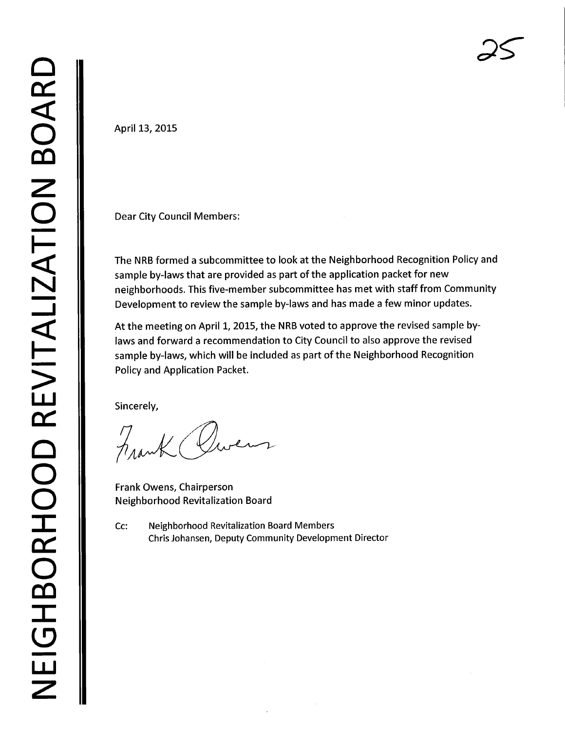# NEIGHBORHOOD REVITALIZATION BOARD

25

April 13, 2015

Dear City Council Members:

The NRB formed a subcommittee to look at the Neighborhood Recognition Policy and sample by-laws that are provided as part of the application packet for new neighborhoods. This five-member subcommittee has met with staff from Community Development to review the sample by-laws and has made a few minor updates.

At the meeting on April 1, 2015, the NRB voted to approve the revised sample by-laws and forward a recommendation to City Council to also approve the revised sample by-laws, which will be included as part of the Neighborhood Recognition Policy and Application Packet.

Sincerely,

Frank Owens

Frank Owens, Chairperson
Neighborhood Revitalization Board

Cc: Neighborhood Revitalization Board Members
Chris Johansen, Deputy Community Development Director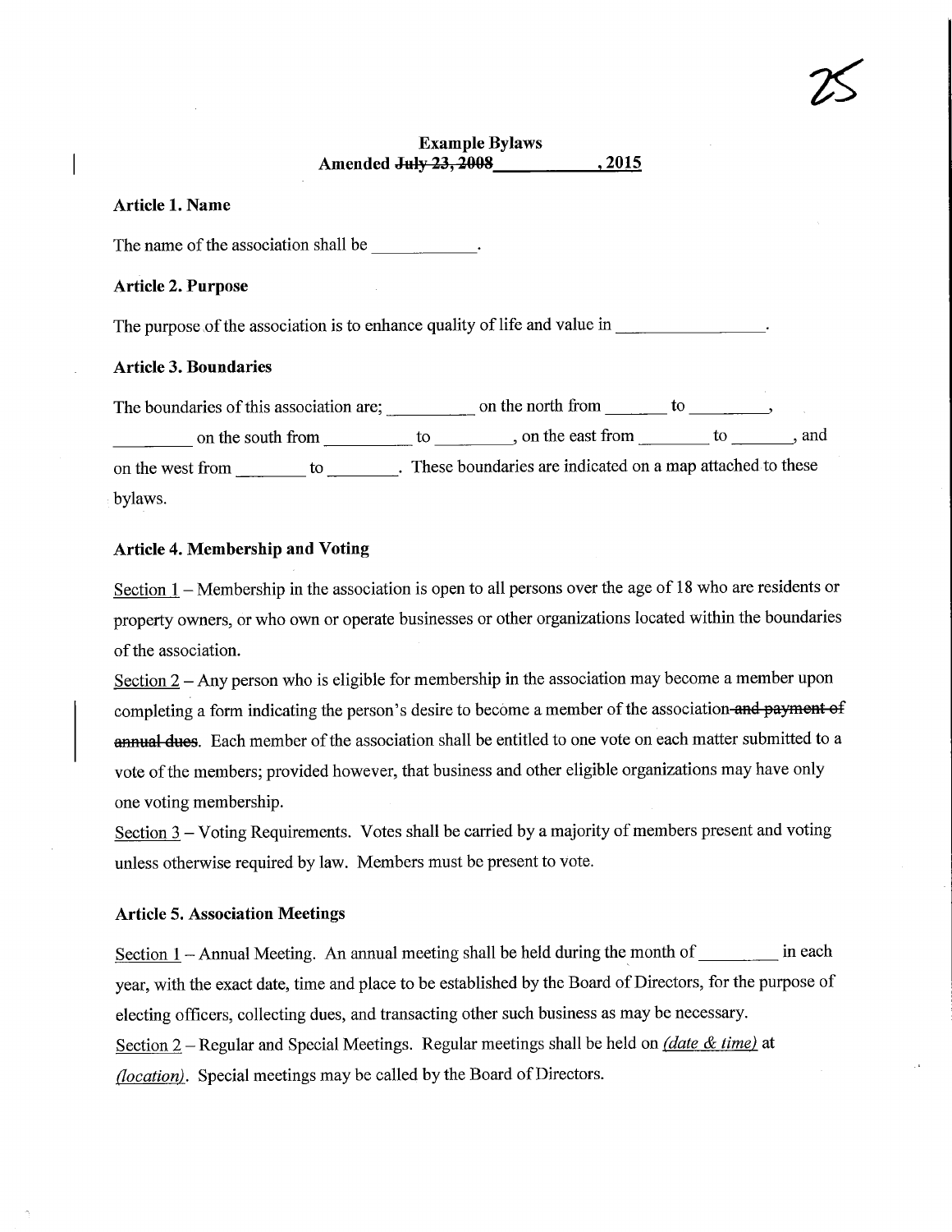# Example Bylaws

**Amended ~~July 23, 2008~~\_\_\_\_\_\_\_\_\_\_\_\_, 2015**

### Article 1. Name

The name of the association shall be \_\_\_\_\_\_\_\_\_\_\_\_.

### Article 2. Purpose

The purpose of the association is to enhance quality of life and value in \_\_\_\_\_\_\_\_\_\_\_\_\_\_\_\_\_.

### Article 3. Boundaries

The boundaries of this association are; \_\_\_\_\_\_\_\_\_\_ on the north from \_\_\_\_\_\_\_ to \_\_\_\_\_\_\_\_\_, \_\_\_\_\_\_\_\_\_ on the south from \_\_\_\_\_\_\_\_\_\_ to \_\_\_\_\_\_\_\_\_, on the east from \_\_\_\_\_\_\_\_ to \_\_\_\_\_\_\_, and on the west from \_\_\_\_\_\_\_\_ to \_\_\_\_\_\_\_\_. These boundaries are indicated on a map attached to these bylaws.

### Article 4. Membership and Voting

<u>Section 1</u> – Membership in the association is open to all persons over the age of 18 who are residents or property owners, or who own or operate businesses or other organizations located within the boundaries of the association.

<u>Section 2</u> – Any person who is eligible for membership in the association may become a member upon completing a form indicating the person's desire to become a member of the association ~~and payment of annual dues~~. Each member of the association shall be entitled to one vote on each matter submitted to a vote of the members; provided however, that business and other eligible organizations may have only one voting membership.

<u>Section 3</u> – Voting Requirements. Votes shall be carried by a majority of members present and voting unless otherwise required by law. Members must be present to vote.

### Article 5. Association Meetings

<u>Section 1</u> – Annual Meeting. An annual meeting shall be held during the month of \_\_\_\_\_\_\_\_\_ in each year, with the exact date, time and place to be established by the Board of Directors, for the purpose of electing officers, collecting dues, and transacting other such business as may be necessary.

<u>Section 2</u> – Regular and Special Meetings. Regular meetings shall be held on <u>*(date & time)*</u> at <u>*(location)*</u>. Special meetings may be called by the Board of Directors.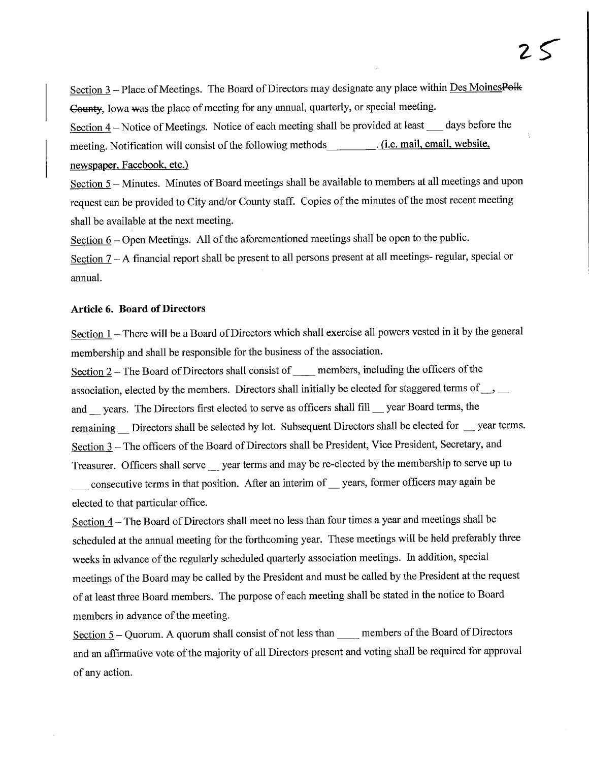Section 3 – Place of Meetings. The Board of Directors may designate any place within Des Moines~~Polk County~~, Iowa ~~w~~as the place of meeting for any annual, quarterly, or special meeting.

Section 4 – Notice of Meetings. Notice of each meeting shall be provided at least ___ days before the meeting. Notification will consist of the following methods_________. (i.e. mail, email, website, newspaper, Facebook, etc.)

Section 5 – Minutes. Minutes of Board meetings shall be available to members at all meetings and upon request can be provided to City and/or County staff. Copies of the minutes of the most recent meeting shall be available at the next meeting.

Section 6 – Open Meetings. All of the aforementioned meetings shall be open to the public.

Section 7 – A financial report shall be present to all persons present at all meetings- regular, special or annual.

### Article 6. Board of Directors

Section 1 – There will be a Board of Directors which shall exercise all powers vested in it by the general membership and shall be responsible for the business of the association.

Section 2 – The Board of Directors shall consist of ____ members, including the officers of the association, elected by the members. Directors shall initially be elected for staggered terms of __, __ and __ years. The Directors first elected to serve as officers shall fill __ year Board terms, the remaining __ Directors shall be selected by lot. Subsequent Directors shall be elected for __ year terms.

Section 3 – The officers of the Board of Directors shall be President, Vice President, Secretary, and Treasurer. Officers shall serve __ year terms and may be re-elected by the membership to serve up to ___ consecutive terms in that position. After an interim of __ years, former officers may again be elected to that particular office.

Section 4 – The Board of Directors shall meet no less than four times a year and meetings shall be scheduled at the annual meeting for the forthcoming year. These meetings will be held preferably three weeks in advance of the regularly scheduled quarterly association meetings. In addition, special meetings of the Board may be called by the President and must be called by the President at the request of at least three Board members. The purpose of each meeting shall be stated in the notice to Board members in advance of the meeting.

Section 5 – Quorum. A quorum shall consist of not less than ____ members of the Board of Directors and an affirmative vote of the majority of all Directors present and voting shall be required for approval of any action.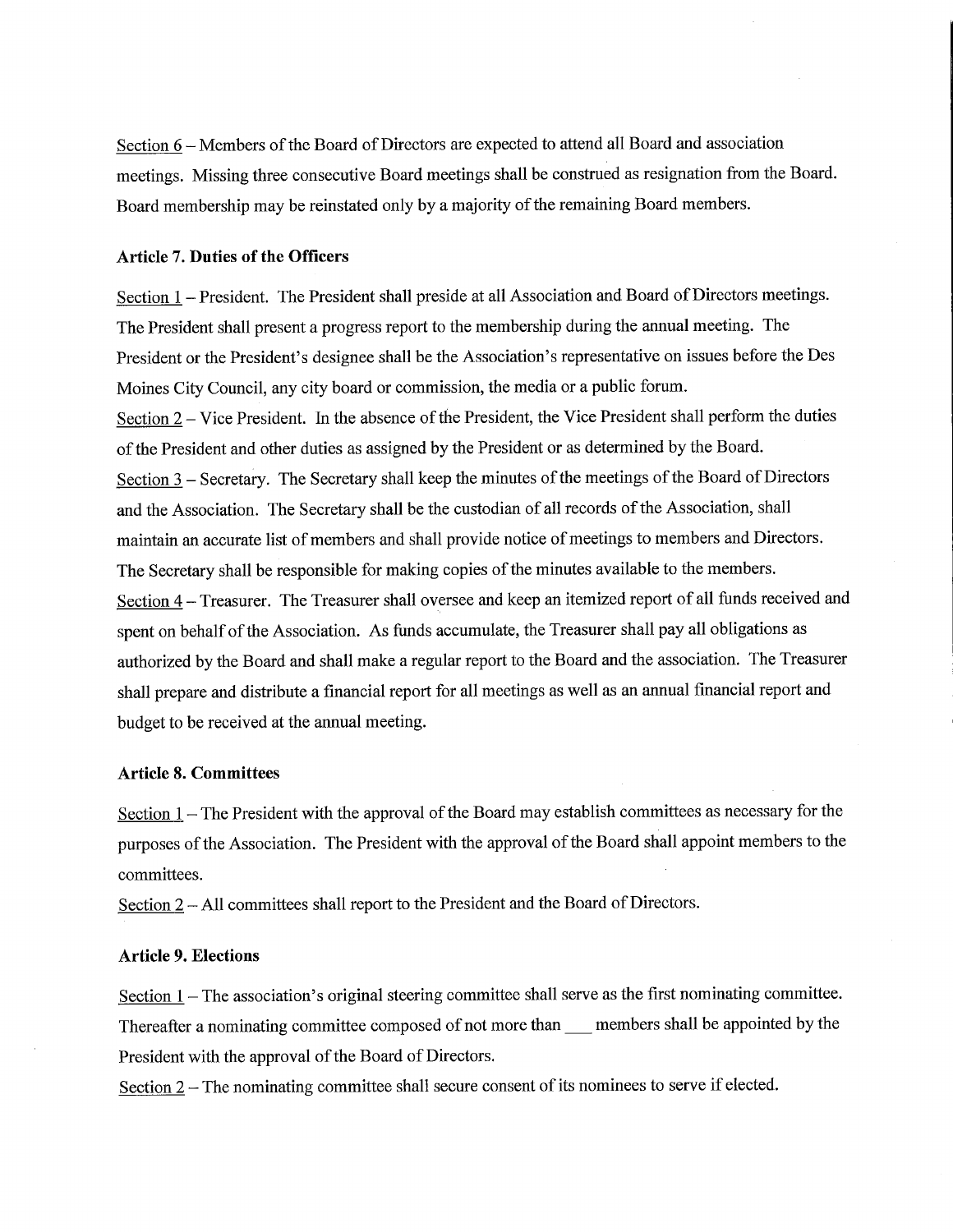Section 6 – Members of the Board of Directors are expected to attend all Board and association meetings. Missing three consecutive Board meetings shall be construed as resignation from the Board. Board membership may be reinstated only by a majority of the remaining Board members.

### Article 7. Duties of the Officers

Section 1 – President. The President shall preside at all Association and Board of Directors meetings. The President shall present a progress report to the membership during the annual meeting. The President or the President's designee shall be the Association's representative on issues before the Des Moines City Council, any city board or commission, the media or a public forum.

Section 2 – Vice President. In the absence of the President, the Vice President shall perform the duties of the President and other duties as assigned by the President or as determined by the Board.

Section 3 – Secretary. The Secretary shall keep the minutes of the meetings of the Board of Directors and the Association. The Secretary shall be the custodian of all records of the Association, shall maintain an accurate list of members and shall provide notice of meetings to members and Directors. The Secretary shall be responsible for making copies of the minutes available to the members.

Section 4 – Treasurer. The Treasurer shall oversee and keep an itemized report of all funds received and spent on behalf of the Association. As funds accumulate, the Treasurer shall pay all obligations as authorized by the Board and shall make a regular report to the Board and the association. The Treasurer shall prepare and distribute a financial report for all meetings as well as an annual financial report and budget to be received at the annual meeting.

### Article 8. Committees

Section 1 – The President with the approval of the Board may establish committees as necessary for the purposes of the Association. The President with the approval of the Board shall appoint members to the committees.

Section 2 – All committees shall report to the President and the Board of Directors.

### Article 9. Elections

Section 1 – The association's original steering committee shall serve as the first nominating committee. Thereafter a nominating committee composed of not more than ___ members shall be appointed by the President with the approval of the Board of Directors.

Section 2 – The nominating committee shall secure consent of its nominees to serve if elected.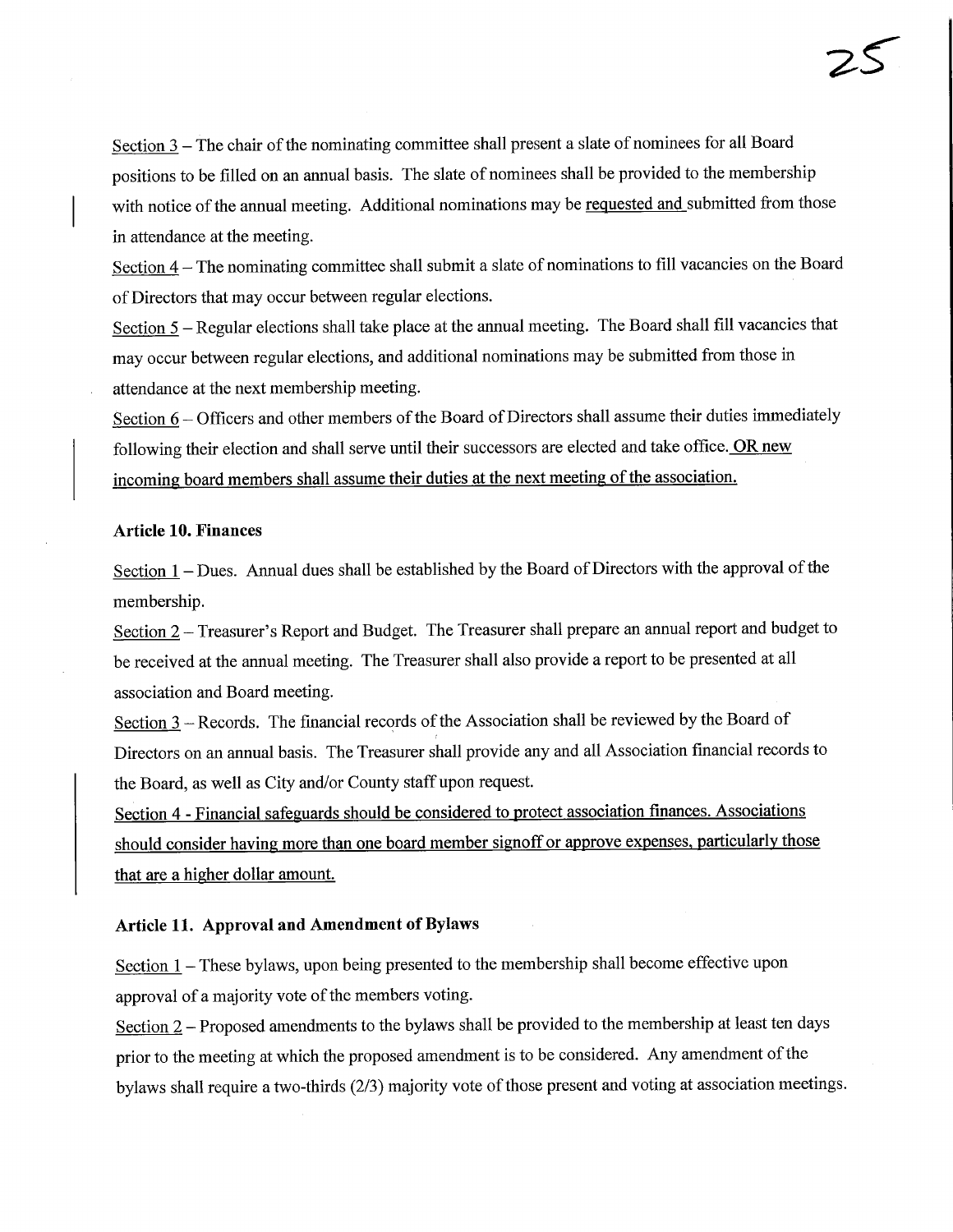Section 3 – The chair of the nominating committee shall present a slate of nominees for all Board positions to be filled on an annual basis. The slate of nominees shall be provided to the membership with notice of the annual meeting. Additional nominations may be requested and submitted from those in attendance at the meeting.

Section 4 – The nominating committee shall submit a slate of nominations to fill vacancies on the Board of Directors that may occur between regular elections.

Section 5 – Regular elections shall take place at the annual meeting. The Board shall fill vacancies that may occur between regular elections, and additional nominations may be submitted from those in attendance at the next membership meeting.

Section 6 – Officers and other members of the Board of Directors shall assume their duties immediately following their election and shall serve until their successors are elected and take office. OR new incoming board members shall assume their duties at the next meeting of the association.

**Article 10. Finances**

Section 1 – Dues. Annual dues shall be established by the Board of Directors with the approval of the membership.

Section 2 – Treasurer's Report and Budget. The Treasurer shall prepare an annual report and budget to be received at the annual meeting. The Treasurer shall also provide a report to be presented at all association and Board meeting.

Section 3 – Records. The financial records of the Association shall be reviewed by the Board of Directors on an annual basis. The Treasurer shall provide any and all Association financial records to the Board, as well as City and/or County staff upon request.

Section 4 - Financial safeguards should be considered to protect association finances. Associations should consider having more than one board member signoff or approve expenses, particularly those that are a higher dollar amount.

**Article 11. Approval and Amendment of Bylaws**

Section 1 – These bylaws, upon being presented to the membership shall become effective upon approval of a majority vote of the members voting.

Section 2 – Proposed amendments to the bylaws shall be provided to the membership at least ten days prior to the meeting at which the proposed amendment is to be considered. Any amendment of the bylaws shall require a two-thirds (2/3) majority vote of those present and voting at association meetings.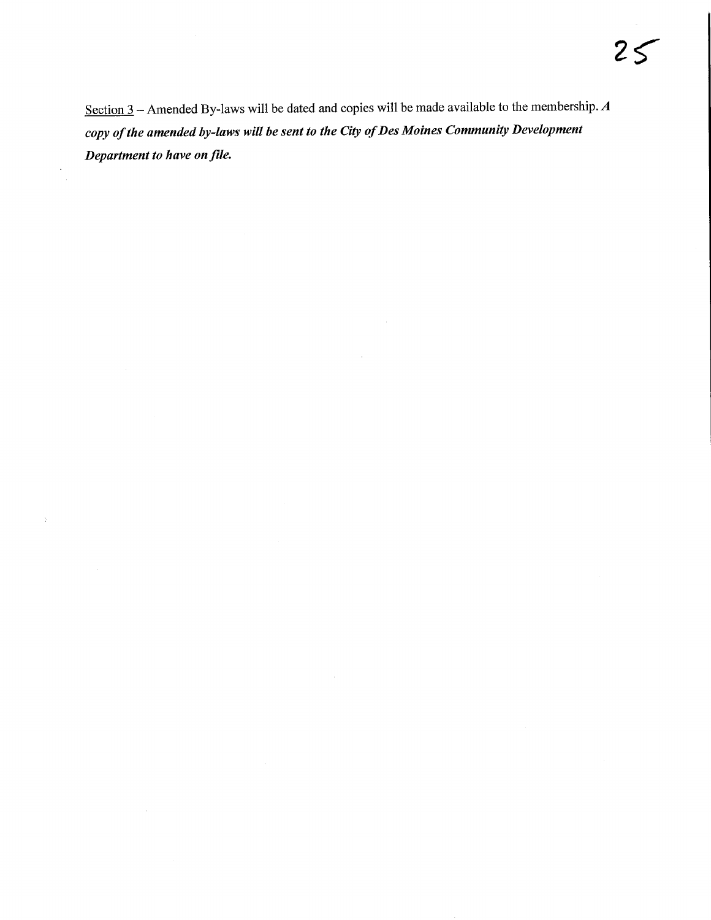Section 3 – Amended By-laws will be dated and copies will be made available to the membership. ***A copy of the amended by-laws will be sent to the City of Des Moines Community Development Department to have on file.***